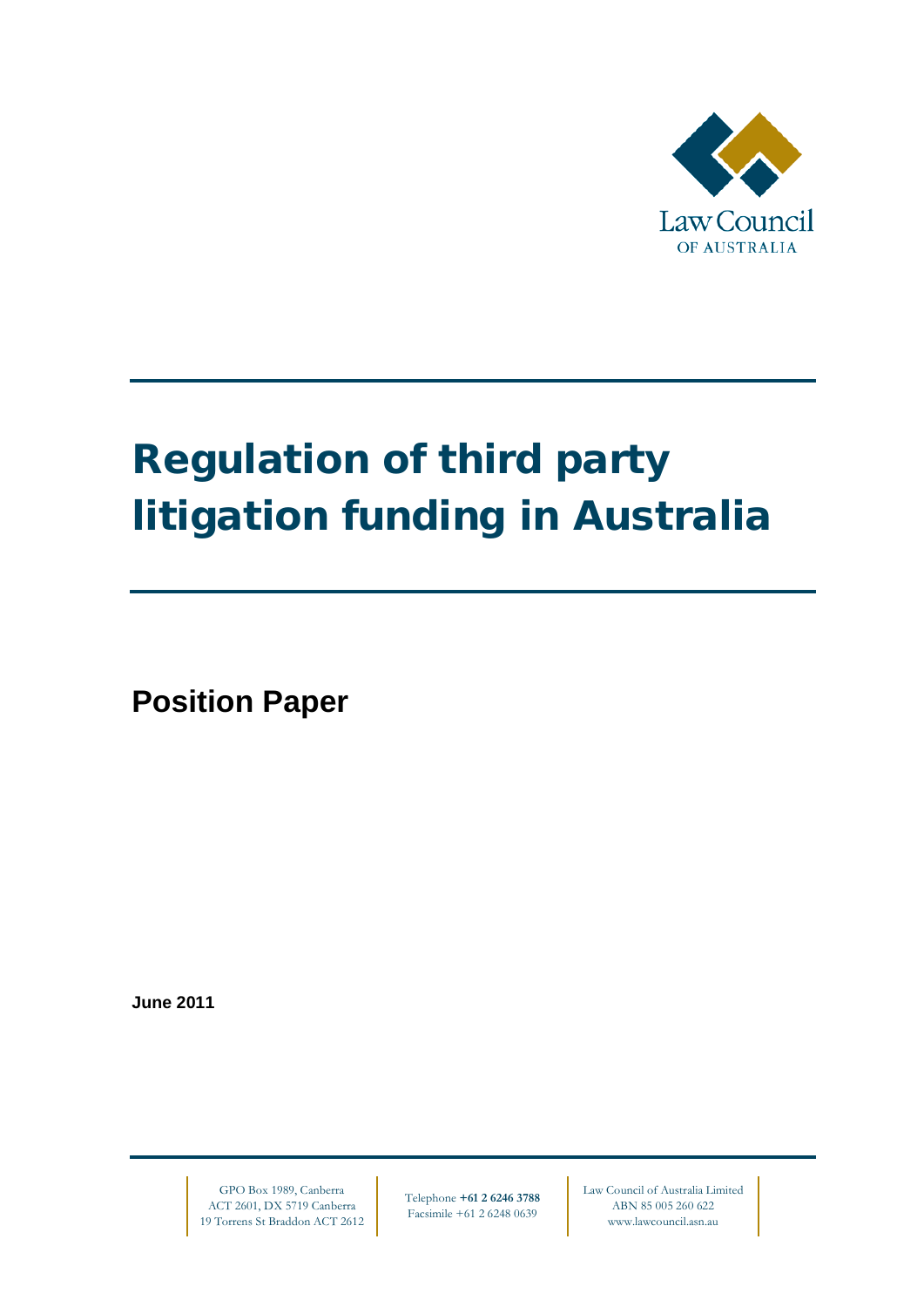Law Council OF AUSTRALIA

# Regulation of third party litigation funding in Australia

## Position Paper

**June 2011**

GPO Box 1989, Canberra ACT 2601, DX 5719 Canberra
19 Torrens St Braddon ACT 2612

Telephone **+61 2 6246 3788**
Facsimile +61 2 6248 0639

Law Council of Australia Limited
ABN 85 005 260 622
www.lawcouncil.asn.au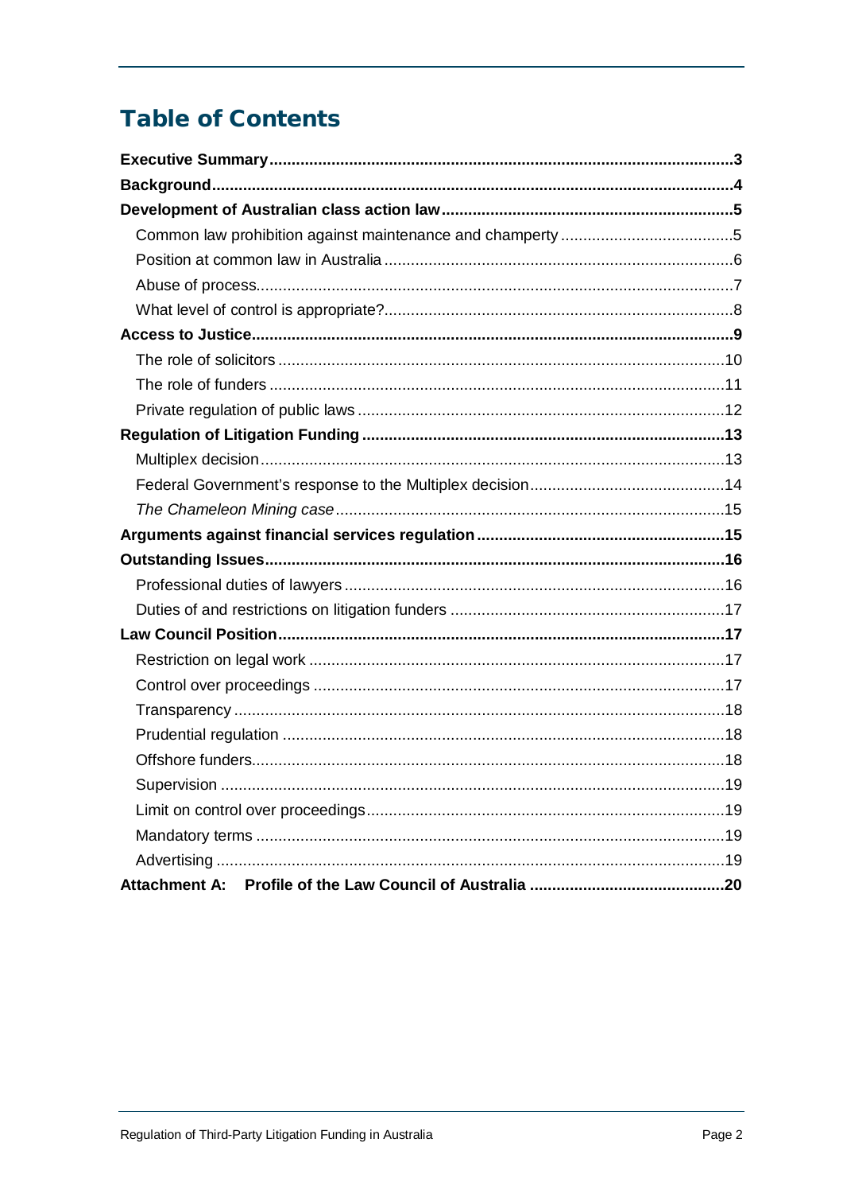# Table of Contents

**Executive Summary** ........ **3**

**Background** ........ **4**

**Development of Australian class action law** ........ **5**

- Common law prohibition against maintenance and champerty ........ 5
- Position at common law in Australia ........ 6
- Abuse of process ........ 7
- What level of control is appropriate? ........ 8

**Access to Justice** ........ **9**

- The role of solicitors ........ 10
- The role of funders ........ 11
- Private regulation of public laws ........ 12

**Regulation of Litigation Funding** ........ **13**

- Multiplex decision ........ 13
- Federal Government's response to the Multiplex decision ........ 14
- *The Chameleon Mining case* ........ 15

**Arguments against financial services regulation** ........ **15**

**Outstanding Issues** ........ **16**

- Professional duties of lawyers ........ 16
- Duties of and restrictions on litigation funders ........ 17

**Law Council Position** ........ **17**

- Restriction on legal work ........ 17
- Control over proceedings ........ 17
- Transparency ........ 18
- Prudential regulation ........ 18
- Offshore funders ........ 18
- Supervision ........ 19
- Limit on control over proceedings ........ 19
- Mandatory terms ........ 19
- Advertising ........ 19

**Attachment A: Profile of the Law Council of Australia** ........ **20**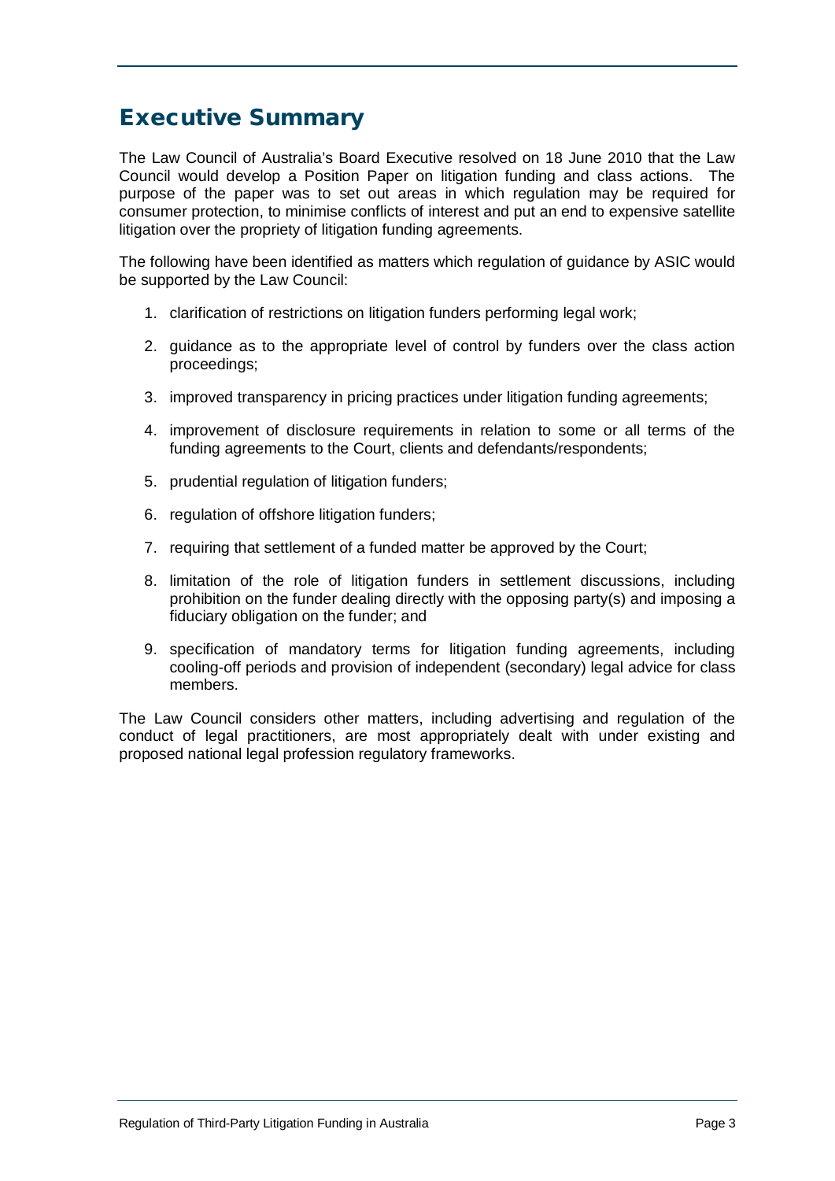# Executive Summary

The Law Council of Australia's Board Executive resolved on 18 June 2010 that the Law Council would develop a Position Paper on litigation funding and class actions. The purpose of the paper was to set out areas in which regulation may be required for consumer protection, to minimise conflicts of interest and put an end to expensive satellite litigation over the propriety of litigation funding agreements.

The following have been identified as matters which regulation of guidance by ASIC would be supported by the Law Council:

1. clarification of restrictions on litigation funders performing legal work;
2. guidance as to the appropriate level of control by funders over the class action proceedings;
3. improved transparency in pricing practices under litigation funding agreements;
4. improvement of disclosure requirements in relation to some or all terms of the funding agreements to the Court, clients and defendants/respondents;
5. prudential regulation of litigation funders;
6. regulation of offshore litigation funders;
7. requiring that settlement of a funded matter be approved by the Court;
8. limitation of the role of litigation funders in settlement discussions, including prohibition on the funder dealing directly with the opposing party(s) and imposing a fiduciary obligation on the funder; and
9. specification of mandatory terms for litigation funding agreements, including cooling-off periods and provision of independent (secondary) legal advice for class members.

The Law Council considers other matters, including advertising and regulation of the conduct of legal practitioners, are most appropriately dealt with under existing and proposed national legal profession regulatory frameworks.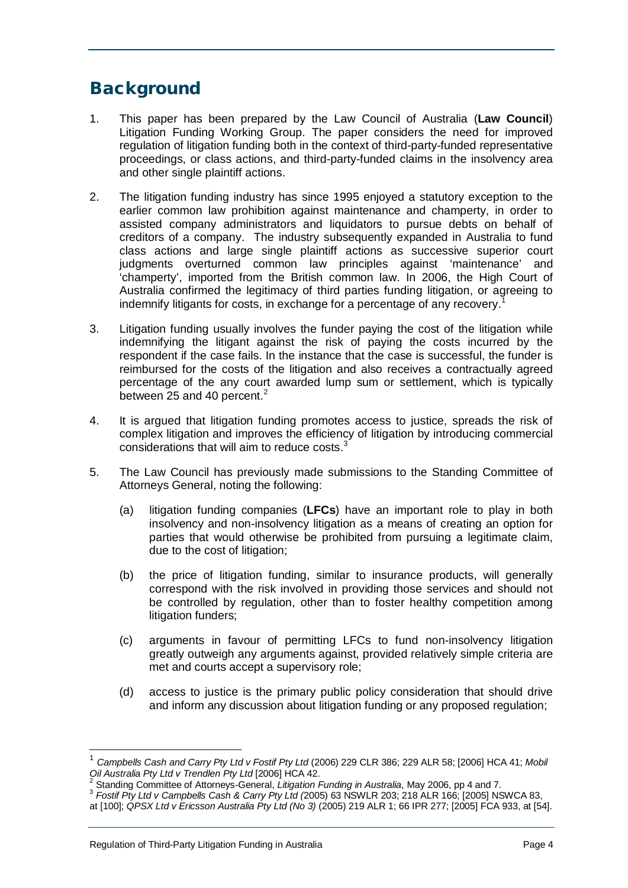## Background

1. This paper has been prepared by the Law Council of Australia (**Law Council**) Litigation Funding Working Group. The paper considers the need for improved regulation of litigation funding both in the context of third-party-funded representative proceedings, or class actions, and third-party-funded claims in the insolvency area and other single plaintiff actions.

2. The litigation funding industry has since 1995 enjoyed a statutory exception to the earlier common law prohibition against maintenance and champerty, in order to assisted company administrators and liquidators to pursue debts on behalf of creditors of a company. The industry subsequently expanded in Australia to fund class actions and large single plaintiff actions as successive superior court judgments overturned common law principles against 'maintenance' and 'champerty', imported from the British common law. In 2006, the High Court of Australia confirmed the legitimacy of third parties funding litigation, or agreeing to indemnify litigants for costs, in exchange for a percentage of any recovery.[1]

3. Litigation funding usually involves the funder paying the cost of the litigation while indemnifying the litigant against the risk of paying the costs incurred by the respondent if the case fails. In the instance that the case is successful, the funder is reimbursed for the costs of the litigation and also receives a contractually agreed percentage of the any court awarded lump sum or settlement, which is typically between 25 and 40 percent.[2]

4. It is argued that litigation funding promotes access to justice, spreads the risk of complex litigation and improves the efficiency of litigation by introducing commercial considerations that will aim to reduce costs.[3]

5. The Law Council has previously made submissions to the Standing Committee of Attorneys General, noting the following:

   (a) litigation funding companies (**LFCs**) have an important role to play in both insolvency and non-insolvency litigation as a means of creating an option for parties that would otherwise be prohibited from pursuing a legitimate claim, due to the cost of litigation;

   (b) the price of litigation funding, similar to insurance products, will generally correspond with the risk involved in providing those services and should not be controlled by regulation, other than to foster healthy competition among litigation funders;

   (c) arguments in favour of permitting LFCs to fund non-insolvency litigation greatly outweigh any arguments against, provided relatively simple criteria are met and courts accept a supervisory role;

   (d) access to justice is the primary public policy consideration that should drive and inform any discussion about litigation funding or any proposed regulation;

---

[1] *Campbells Cash and Carry Pty Ltd v Fostif Pty Ltd* (2006) 229 CLR 386; 229 ALR 58; [2006] HCA 41; *Mobil Oil Australia Pty Ltd v Trendlen Pty Ltd* [2006] HCA 42.

[2] Standing Committee of Attorneys-General, *Litigation Funding in Australia*, May 2006, pp 4 and 7.

[3] *Fostif Pty Ltd v Campbells Cash & Carry Pty Ltd (*2005) 63 NSWLR 203; 218 ALR 166; [2005] NSWCA 83, at [100]; *QPSX Ltd v Ericsson Australia Pty Ltd (No 3)* (2005) 219 ALR 1; 66 IPR 277; [2005] FCA 933, at [54].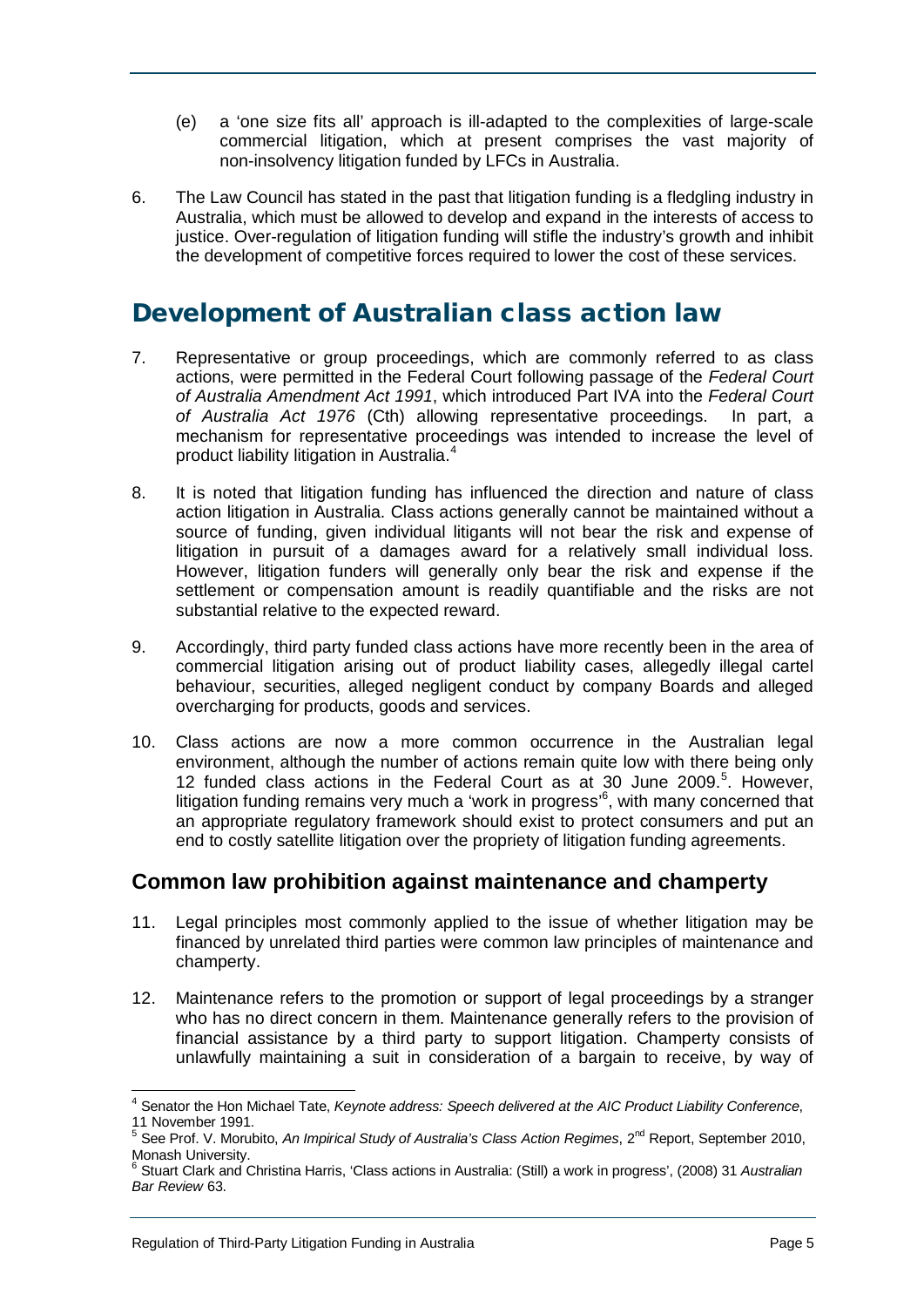(e) a 'one size fits all' approach is ill-adapted to the complexities of large-scale commercial litigation, which at present comprises the vast majority of non-insolvency litigation funded by LFCs in Australia.

6. The Law Council has stated in the past that litigation funding is a fledgling industry in Australia, which must be allowed to develop and expand in the interests of access to justice. Over-regulation of litigation funding will stifle the industry's growth and inhibit the development of competitive forces required to lower the cost of these services.

# Development of Australian class action law

7. Representative or group proceedings, which are commonly referred to as class actions, were permitted in the Federal Court following passage of the *Federal Court of Australia Amendment Act 1991*, which introduced Part IVA into the *Federal Court of Australia Act 1976* (Cth) allowing representative proceedings. In part, a mechanism for representative proceedings was intended to increase the level of product liability litigation in Australia.[4]

8. It is noted that litigation funding has influenced the direction and nature of class action litigation in Australia. Class actions generally cannot be maintained without a source of funding, given individual litigants will not bear the risk and expense of litigation in pursuit of a damages award for a relatively small individual loss. However, litigation funders will generally only bear the risk and expense if the settlement or compensation amount is readily quantifiable and the risks are not substantial relative to the expected reward.

9. Accordingly, third party funded class actions have more recently been in the area of commercial litigation arising out of product liability cases, allegedly illegal cartel behaviour, securities, alleged negligent conduct by company Boards and alleged overcharging for products, goods and services.

10. Class actions are now a more common occurrence in the Australian legal environment, although the number of actions remain quite low with there being only 12 funded class actions in the Federal Court as at 30 June 2009.[5]. However, litigation funding remains very much a 'work in progress'[6], with many concerned that an appropriate regulatory framework should exist to protect consumers and put an end to costly satellite litigation over the propriety of litigation funding agreements.

## Common law prohibition against maintenance and champerty

11. Legal principles most commonly applied to the issue of whether litigation may be financed by unrelated third parties were common law principles of maintenance and champerty.

12. Maintenance refers to the promotion or support of legal proceedings by a stranger who has no direct concern in them. Maintenance generally refers to the provision of financial assistance by a third party to support litigation. Champerty consists of unlawfully maintaining a suit in consideration of a bargain to receive, by way of

---

[4] Senator the Hon Michael Tate, *Keynote address: Speech delivered at the AIC Product Liability Conference*, 11 November 1991.

[5] See Prof. V. Morubito, *An Impirical Study of Australia's Class Action Regimes*, 2nd Report, September 2010, Monash University.

[6] Stuart Clark and Christina Harris, 'Class actions in Australia: (Still) a work in progress', (2008) 31 *Australian Bar Review* 63.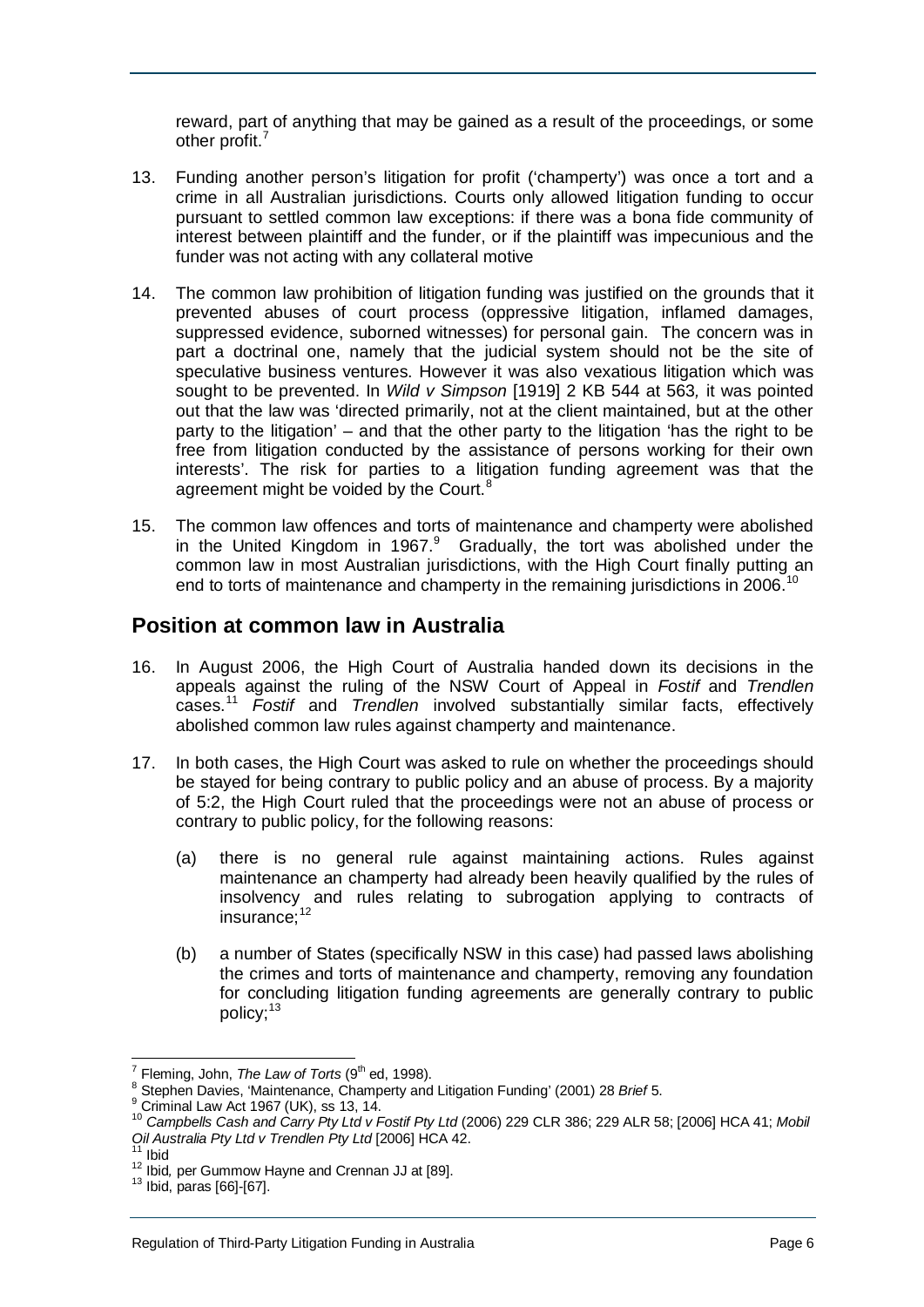reward, part of anything that may be gained as a result of the proceedings, or some other profit.[7]

13. Funding another person's litigation for profit ('champerty') was once a tort and a crime in all Australian jurisdictions. Courts only allowed litigation funding to occur pursuant to settled common law exceptions: if there was a bona fide community of interest between plaintiff and the funder, or if the plaintiff was impecunious and the funder was not acting with any collateral motive

14. The common law prohibition of litigation funding was justified on the grounds that it prevented abuses of court process (oppressive litigation, inflamed damages, suppressed evidence, suborned witnesses) for personal gain. The concern was in part a doctrinal one, namely that the judicial system should not be the site of speculative business ventures. However it was also vexatious litigation which was sought to be prevented. In *Wild v Simpson* [1919] 2 KB 544 at 563*,* it was pointed out that the law was 'directed primarily, not at the client maintained, but at the other party to the litigation' – and that the other party to the litigation 'has the right to be free from litigation conducted by the assistance of persons working for their own interests'. The risk for parties to a litigation funding agreement was that the agreement might be voided by the Court.[8]

15. The common law offences and torts of maintenance and champerty were abolished in the United Kingdom in 1967.[9] Gradually, the tort was abolished under the common law in most Australian jurisdictions, with the High Court finally putting an end to torts of maintenance and champerty in the remaining jurisdictions in 2006.[10]

## Position at common law in Australia

16. In August 2006, the High Court of Australia handed down its decisions in the appeals against the ruling of the NSW Court of Appeal in *Fostif* and *Trendlen* cases.[11] *Fostif* and *Trendlen* involved substantially similar facts, effectively abolished common law rules against champerty and maintenance.

17. In both cases, the High Court was asked to rule on whether the proceedings should be stayed for being contrary to public policy and an abuse of process. By a majority of 5:2, the High Court ruled that the proceedings were not an abuse of process or contrary to public policy, for the following reasons:

    (a) there is no general rule against maintaining actions. Rules against maintenance an champerty had already been heavily qualified by the rules of insolvency and rules relating to subrogation applying to contracts of insurance;[12]

    (b) a number of States (specifically NSW in this case) had passed laws abolishing the crimes and torts of maintenance and champerty, removing any foundation for concluding litigation funding agreements are generally contrary to public policy;[13]

---

[7] Fleming, John, *The Law of Torts* (9th ed, 1998).

[8] Stephen Davies, 'Maintenance, Champerty and Litigation Funding' (2001) 28 *Brief* 5.

[9] Criminal Law Act 1967 (UK), ss 13, 14.

[10] *Campbells Cash and Carry Pty Ltd v Fostif Pty Ltd* (2006) 229 CLR 386; 229 ALR 58; [2006] HCA 41; *Mobil Oil Australia Pty Ltd v Trendlen Pty Ltd* [2006] HCA 42.

[11] Ibid

[12] Ibid*,* per Gummow Hayne and Crennan JJ at [89].

[13] Ibid, paras [66]-[67].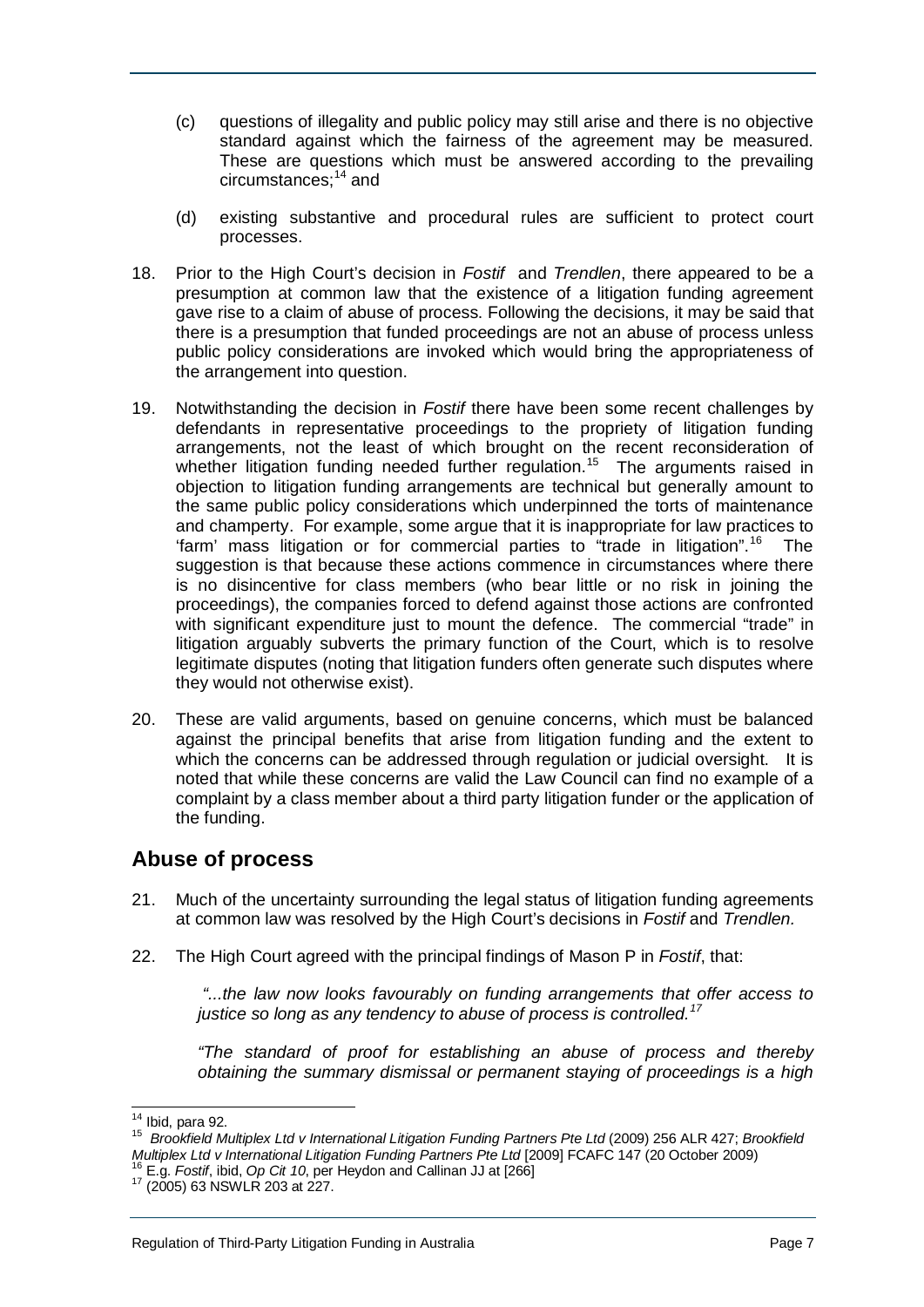(c) questions of illegality and public policy may still arise and there is no objective standard against which the fairness of the agreement may be measured. These are questions which must be answered according to the prevailing circumstances;[14] and

(d) existing substantive and procedural rules are sufficient to protect court processes.

18. Prior to the High Court's decision in *Fostif* and *Trendlen*, there appeared to be a presumption at common law that the existence of a litigation funding agreement gave rise to a claim of abuse of process. Following the decisions, it may be said that there is a presumption that funded proceedings are not an abuse of process unless public policy considerations are invoked which would bring the appropriateness of the arrangement into question.

19. Notwithstanding the decision in *Fostif* there have been some recent challenges by defendants in representative proceedings to the propriety of litigation funding arrangements, not the least of which brought on the recent reconsideration of whether litigation funding needed further regulation.[15] The arguments raised in objection to litigation funding arrangements are technical but generally amount to the same public policy considerations which underpinned the torts of maintenance and champerty. For example, some argue that it is inappropriate for law practices to 'farm' mass litigation or for commercial parties to "trade in litigation".[16] The suggestion is that because these actions commence in circumstances where there is no disincentive for class members (who bear little or no risk in joining the proceedings), the companies forced to defend against those actions are confronted with significant expenditure just to mount the defence. The commercial "trade" in litigation arguably subverts the primary function of the Court, which is to resolve legitimate disputes (noting that litigation funders often generate such disputes where they would not otherwise exist).

20. These are valid arguments, based on genuine concerns, which must be balanced against the principal benefits that arise from litigation funding and the extent to which the concerns can be addressed through regulation or judicial oversight. It is noted that while these concerns are valid the Law Council can find no example of a complaint by a class member about a third party litigation funder or the application of the funding.

## Abuse of process

21. Much of the uncertainty surrounding the legal status of litigation funding agreements at common law was resolved by the High Court's decisions in *Fostif* and *Trendlen.*

22. The High Court agreed with the principal findings of Mason P in *Fostif*, that:

> *"...the law now looks favourably on funding arrangements that offer access to justice so long as any tendency to abuse of process is controlled.*[17]
>
> *"The standard of proof for establishing an abuse of process and thereby obtaining the summary dismissal or permanent staying of proceedings is a high*

---

[14] Ibid, para 92.

[15] *Brookfield Multiplex Ltd v International Litigation Funding Partners Pte Ltd* (2009) 256 ALR 427; *Brookfield Multiplex Ltd v International Litigation Funding Partners Pte Ltd* [2009] FCAFC 147 (20 October 2009)

[16] E.g. *Fostif*, ibid, *Op Cit 10*, per Heydon and Callinan JJ at [266]

[17] (2005) 63 NSWLR 203 at 227.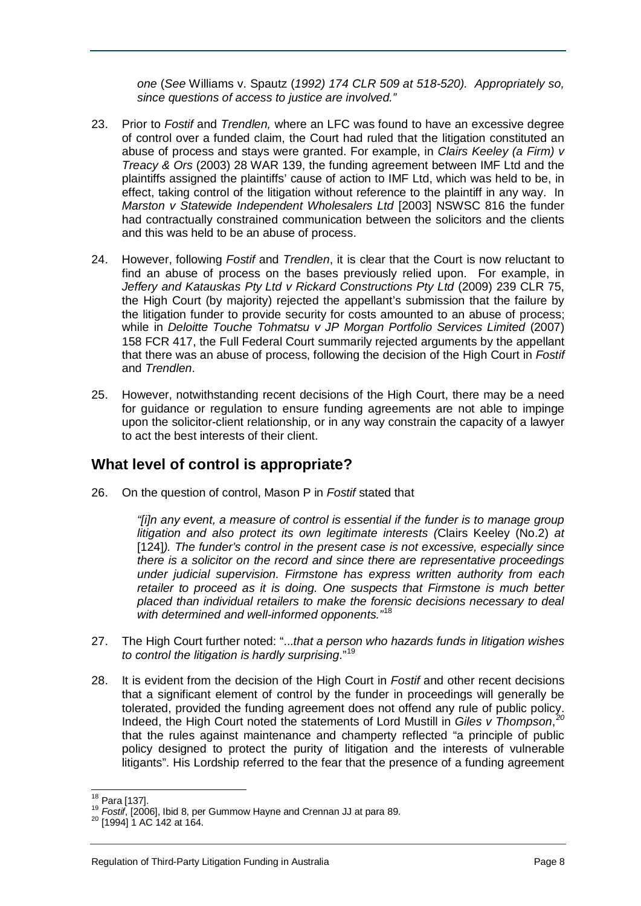*one* (*See* Williams v. Spautz (*1992) 174 CLR 509 at 518-520). Appropriately so, since questions of access to justice are involved."*

23. Prior to *Fostif* and *Trendlen,* where an LFC was found to have an excessive degree of control over a funded claim, the Court had ruled that the litigation constituted an abuse of process and stays were granted. For example, in *Clairs Keeley (a Firm) v Treacy & Ors* (2003) 28 WAR 139, the funding agreement between IMF Ltd and the plaintiffs assigned the plaintiffs' cause of action to IMF Ltd, which was held to be, in effect, taking control of the litigation without reference to the plaintiff in any way. In *Marston v Statewide Independent Wholesalers Ltd* [2003] NSWSC 816 the funder had contractually constrained communication between the solicitors and the clients and this was held to be an abuse of process.

24. However, following *Fostif* and *Trendlen*, it is clear that the Court is now reluctant to find an abuse of process on the bases previously relied upon. For example, in *Jeffery and Katauskas Pty Ltd v Rickard Constructions Pty Ltd* (2009) 239 CLR 75, the High Court (by majority) rejected the appellant's submission that the failure by the litigation funder to provide security for costs amounted to an abuse of process; while in *Deloitte Touche Tohmatsu v JP Morgan Portfolio Services Limited* (2007) 158 FCR 417, the Full Federal Court summarily rejected arguments by the appellant that there was an abuse of process, following the decision of the High Court in *Fostif* and *Trendlen*.

25. However, notwithstanding recent decisions of the High Court, there may be a need for guidance or regulation to ensure funding agreements are not able to impinge upon the solicitor-client relationship, or in any way constrain the capacity of a lawyer to act the best interests of their client.

## What level of control is appropriate?

26. On the question of control, Mason P in *Fostif* stated that

> *"[i]n any event, a measure of control is essential if the funder is to manage group litigation and also protect its own legitimate interests (*Clairs Keeley (No.2) *at* [124]*). The funder's control in the present case is not excessive, especially since there is a solicitor on the record and since there are representative proceedings under judicial supervision. Firmstone has express written authority from each retailer to proceed as it is doing. One suspects that Firmstone is much better placed than individual retailers to make the forensic decisions necessary to deal with determined and well-informed opponents."*[18]

27. The High Court further noted: "...*that a person who hazards funds in litigation wishes to control the litigation is hardly surprising*."[19]

28. It is evident from the decision of the High Court in *Fostif* and other recent decisions that a significant element of control by the funder in proceedings will generally be tolerated, provided the funding agreement does not offend any rule of public policy. Indeed, the High Court noted the statements of Lord Mustill in *Giles v Thompson*,[20] that the rules against maintenance and champerty reflected "a principle of public policy designed to protect the purity of litigation and the interests of vulnerable litigants". His Lordship referred to the fear that the presence of a funding agreement

---

[18] Para [137].

[19] *Fostif*, [2006], Ibid 8, per Gummow Hayne and Crennan JJ at para 89.

[20] [1994] 1 AC 142 at 164.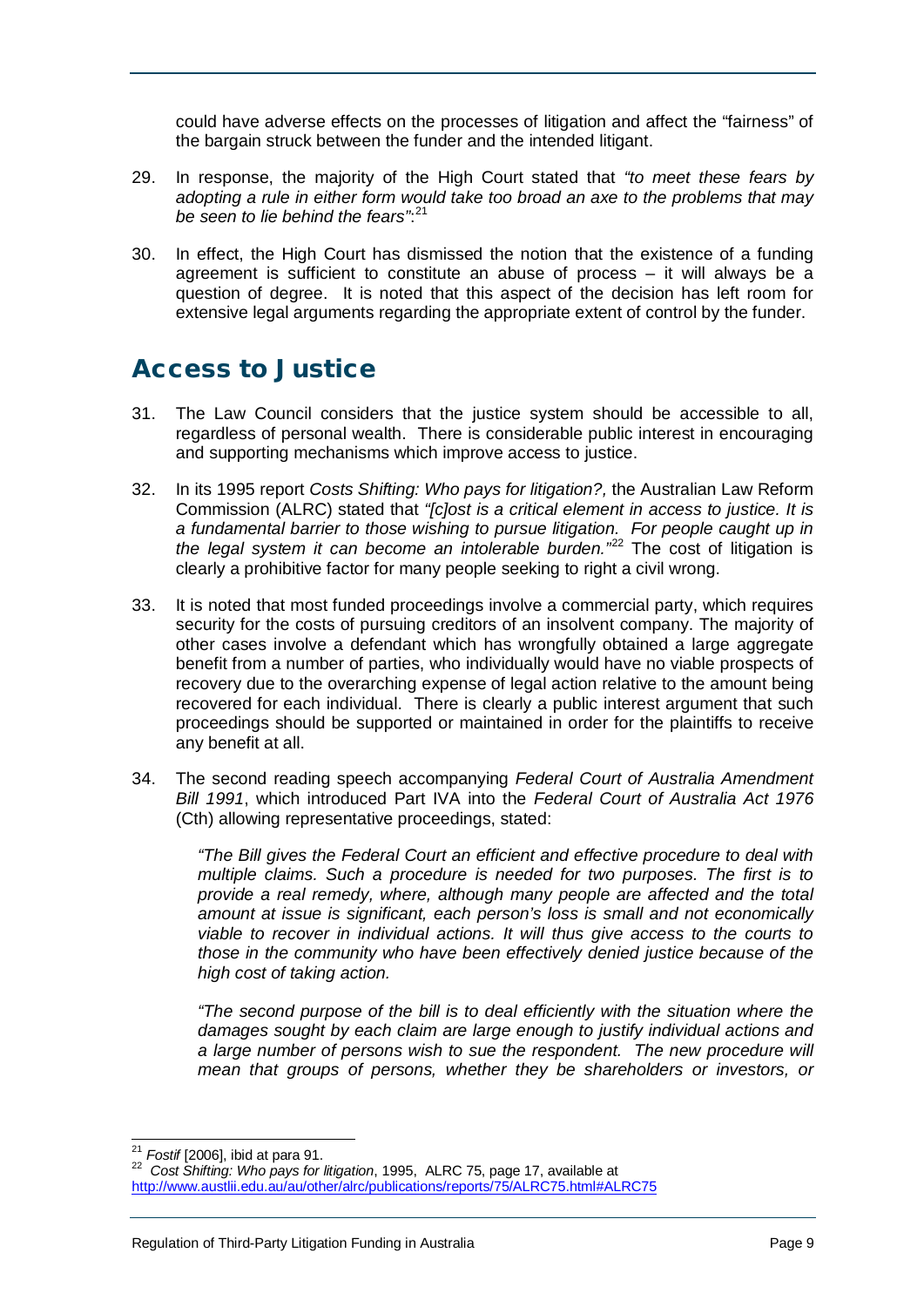could have adverse effects on the processes of litigation and affect the "fairness" of the bargain struck between the funder and the intended litigant.

29. In response, the majority of the High Court stated that *"to meet these fears by adopting a rule in either form would take too broad an axe to the problems that may be seen to lie behind the fears"*:[21]

30. In effect, the High Court has dismissed the notion that the existence of a funding agreement is sufficient to constitute an abuse of process – it will always be a question of degree. It is noted that this aspect of the decision has left room for extensive legal arguments regarding the appropriate extent of control by the funder.

## Access to Justice

31. The Law Council considers that the justice system should be accessible to all, regardless of personal wealth. There is considerable public interest in encouraging and supporting mechanisms which improve access to justice.

32. In its 1995 report *Costs Shifting: Who pays for litigation?,* the Australian Law Reform Commission (ALRC) stated that *"[c]ost is a critical element in access to justice. It is a fundamental barrier to those wishing to pursue litigation. For people caught up in the legal system it can become an intolerable burden."*[22] The cost of litigation is clearly a prohibitive factor for many people seeking to right a civil wrong.

33. It is noted that most funded proceedings involve a commercial party, which requires security for the costs of pursuing creditors of an insolvent company. The majority of other cases involve a defendant which has wrongfully obtained a large aggregate benefit from a number of parties, who individually would have no viable prospects of recovery due to the overarching expense of legal action relative to the amount being recovered for each individual. There is clearly a public interest argument that such proceedings should be supported or maintained in order for the plaintiffs to receive any benefit at all.

34. The second reading speech accompanying *Federal Court of Australia Amendment Bill 1991*, which introduced Part IVA into the *Federal Court of Australia Act 1976* (Cth) allowing representative proceedings, stated:

> *"The Bill gives the Federal Court an efficient and effective procedure to deal with multiple claims. Such a procedure is needed for two purposes. The first is to provide a real remedy, where, although many people are affected and the total amount at issue is significant, each person's loss is small and not economically viable to recover in individual actions. It will thus give access to the courts to those in the community who have been effectively denied justice because of the high cost of taking action.*
>
> *"The second purpose of the bill is to deal efficiently with the situation where the damages sought by each claim are large enough to justify individual actions and a large number of persons wish to sue the respondent. The new procedure will mean that groups of persons, whether they be shareholders or investors, or*

---

[21] *Fostif* [2006], ibid at para 91.

[22] *Cost Shifting: Who pays for litigation*, 1995, ALRC 75, page 17, available at http://www.austlii.edu.au/au/other/alrc/publications/reports/75/ALRC75.html#ALRC75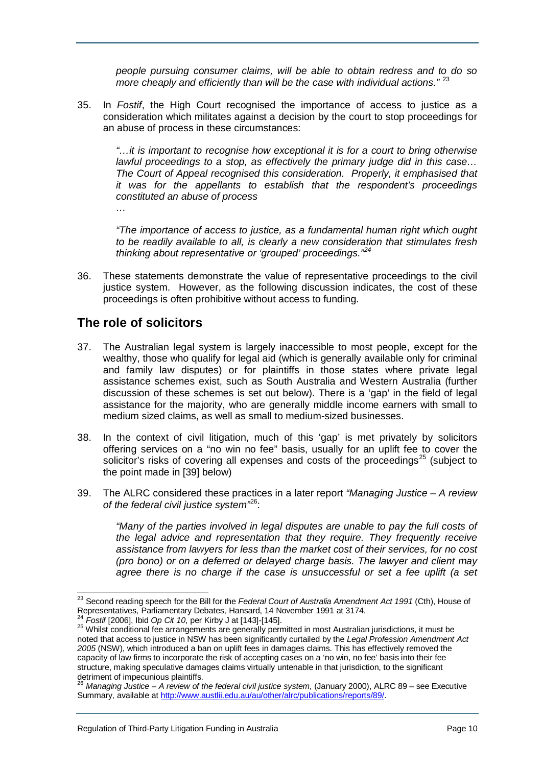*people pursuing consumer claims, will be able to obtain redress and to do so more cheaply and efficiently than will be the case with individual actions."* [23]

35. In *Fostif*, the High Court recognised the importance of access to justice as a consideration which militates against a decision by the court to stop proceedings for an abuse of process in these circumstances:

> *"…it is important to recognise how exceptional it is for a court to bring otherwise lawful proceedings to a stop, as effectively the primary judge did in this case… The Court of Appeal recognised this consideration. Properly, it emphasised that it was for the appellants to establish that the respondent's proceedings constituted an abuse of process*
>
> *…*
>
> *"The importance of access to justice, as a fundamental human right which ought to be readily available to all, is clearly a new consideration that stimulates fresh thinking about representative or 'grouped' proceedings."* [24]

36. These statements demonstrate the value of representative proceedings to the civil justice system. However, as the following discussion indicates, the cost of these proceedings is often prohibitive without access to funding.

## The role of solicitors

37. The Australian legal system is largely inaccessible to most people, except for the wealthy, those who qualify for legal aid (which is generally available only for criminal and family law disputes) or for plaintiffs in those states where private legal assistance schemes exist, such as South Australia and Western Australia (further discussion of these schemes is set out below). There is a 'gap' in the field of legal assistance for the majority, who are generally middle income earners with small to medium sized claims, as well as small to medium-sized businesses.

38. In the context of civil litigation, much of this 'gap' is met privately by solicitors offering services on a "no win no fee" basis, usually for an uplift fee to cover the solicitor's risks of covering all expenses and costs of the proceedings[25] (subject to the point made in [39] below)

39. The ALRC considered these practices in a later report *"Managing Justice – A review of the federal civil justice system"*[26]:

> *"Many of the parties involved in legal disputes are unable to pay the full costs of the legal advice and representation that they require. They frequently receive assistance from lawyers for less than the market cost of their services, for no cost (pro bono) or on a deferred or delayed charge basis. The lawyer and client may agree there is no charge if the case is unsuccessful or set a fee uplift (a set*

---

[23] Second reading speech for the Bill for the *Federal Court of Australia Amendment Act 1991* (Cth), House of Representatives, Parliamentary Debates, Hansard, 14 November 1991 at 3174.

[24] *Fostif* [2006], Ibid *Op Cit 10*, per Kirby J at [143]-[145].

[25] Whilst conditional fee arrangements are generally permitted in most Australian jurisdictions, it must be noted that access to justice in NSW has been significantly curtailed by the *Legal Profession Amendment Act 2005* (NSW), which introduced a ban on uplift fees in damages claims. This has effectively removed the capacity of law firms to incorporate the risk of accepting cases on a 'no win, no fee' basis into their fee structure, making speculative damages claims virtually untenable in that jurisdiction, to the significant detriment of impecunious plaintiffs.

[26] *Managing Justice – A review of the federal civil justice system*, (January 2000), ALRC 89 – see Executive Summary, available at http://www.austlii.edu.au/au/other/alrc/publications/reports/89/.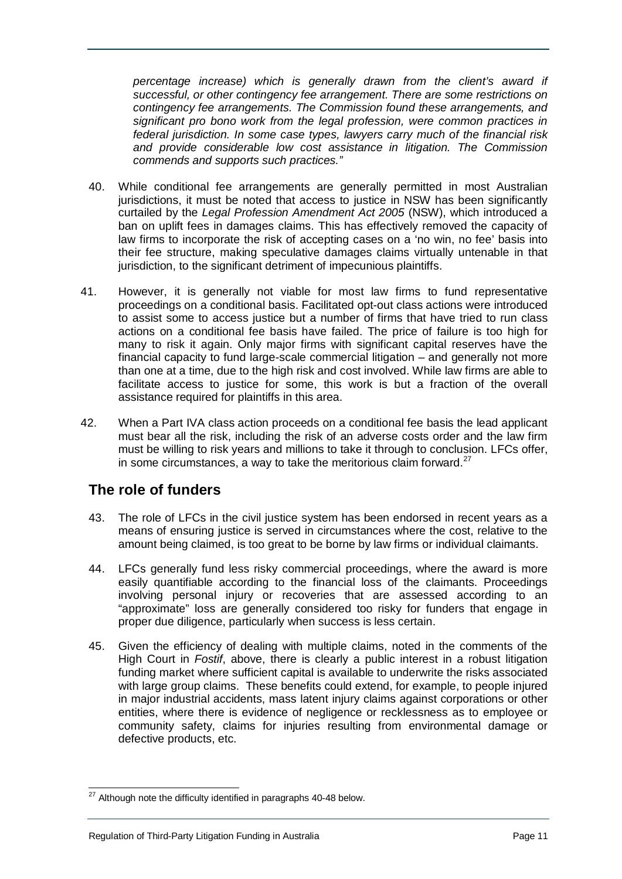*percentage increase) which is generally drawn from the client's award if successful, or other contingency fee arrangement. There are some restrictions on contingency fee arrangements. The Commission found these arrangements, and significant pro bono work from the legal profession, were common practices in federal jurisdiction. In some case types, lawyers carry much of the financial risk and provide considerable low cost assistance in litigation. The Commission commends and supports such practices."*

40. While conditional fee arrangements are generally permitted in most Australian jurisdictions, it must be noted that access to justice in NSW has been significantly curtailed by the *Legal Profession Amendment Act 2005* (NSW), which introduced a ban on uplift fees in damages claims. This has effectively removed the capacity of law firms to incorporate the risk of accepting cases on a 'no win, no fee' basis into their fee structure, making speculative damages claims virtually untenable in that jurisdiction, to the significant detriment of impecunious plaintiffs.

41. However, it is generally not viable for most law firms to fund representative proceedings on a conditional basis. Facilitated opt-out class actions were introduced to assist some to access justice but a number of firms that have tried to run class actions on a conditional fee basis have failed. The price of failure is too high for many to risk it again. Only major firms with significant capital reserves have the financial capacity to fund large-scale commercial litigation – and generally not more than one at a time, due to the high risk and cost involved. While law firms are able to facilitate access to justice for some, this work is but a fraction of the overall assistance required for plaintiffs in this area.

42. When a Part IVA class action proceeds on a conditional fee basis the lead applicant must bear all the risk, including the risk of an adverse costs order and the law firm must be willing to risk years and millions to take it through to conclusion. LFCs offer, in some circumstances, a way to take the meritorious claim forward.[27]

## The role of funders

43. The role of LFCs in the civil justice system has been endorsed in recent years as a means of ensuring justice is served in circumstances where the cost, relative to the amount being claimed, is too great to be borne by law firms or individual claimants.

44. LFCs generally fund less risky commercial proceedings, where the award is more easily quantifiable according to the financial loss of the claimants. Proceedings involving personal injury or recoveries that are assessed according to an "approximate" loss are generally considered too risky for funders that engage in proper due diligence, particularly when success is less certain.

45. Given the efficiency of dealing with multiple claims, noted in the comments of the High Court in *Fostif*, above, there is clearly a public interest in a robust litigation funding market where sufficient capital is available to underwrite the risks associated with large group claims. These benefits could extend, for example, to people injured in major industrial accidents, mass latent injury claims against corporations or other entities, where there is evidence of negligence or recklessness as to employee or community safety, claims for injuries resulting from environmental damage or defective products, etc.

---

[27] Although note the difficulty identified in paragraphs 40-48 below.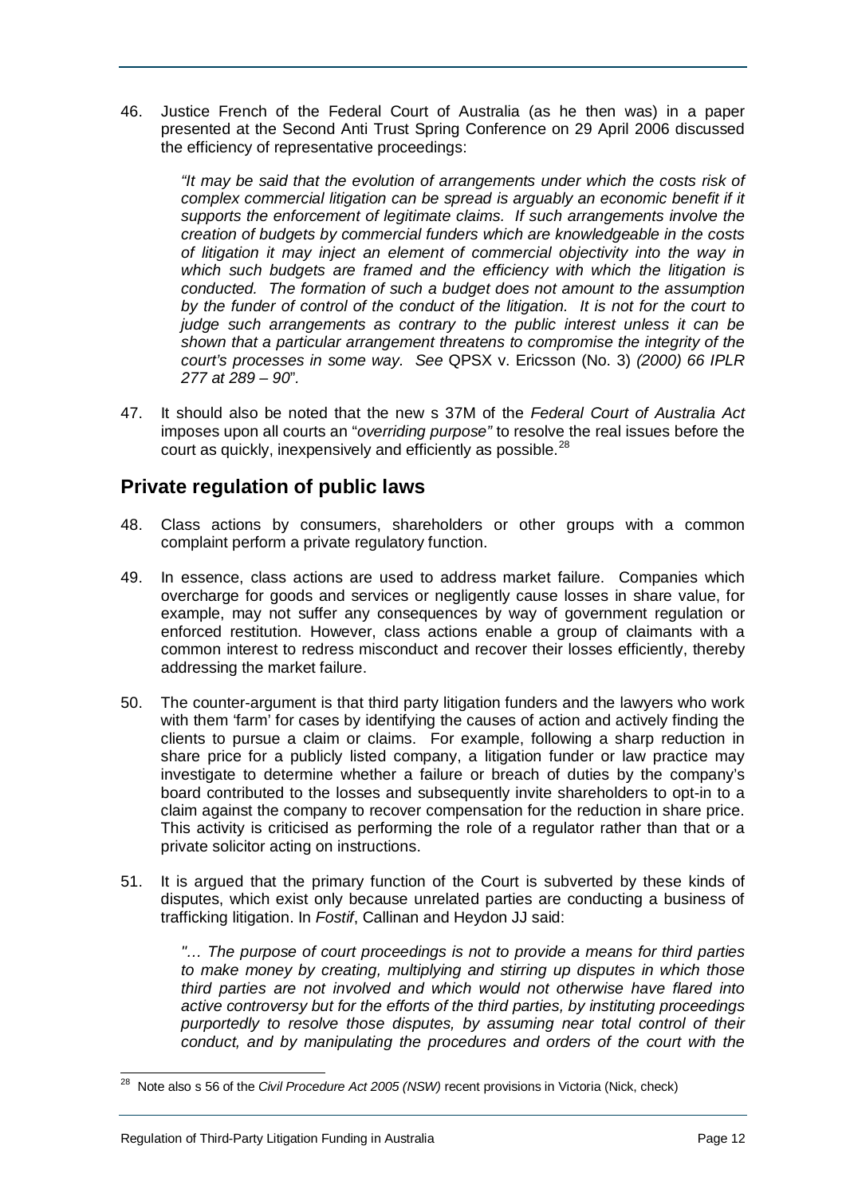46. Justice French of the Federal Court of Australia (as he then was) in a paper presented at the Second Anti Trust Spring Conference on 29 April 2006 discussed the efficiency of representative proceedings:

> *"It may be said that the evolution of arrangements under which the costs risk of complex commercial litigation can be spread is arguably an economic benefit if it supports the enforcement of legitimate claims. If such arrangements involve the creation of budgets by commercial funders which are knowledgeable in the costs of litigation it may inject an element of commercial objectivity into the way in which such budgets are framed and the efficiency with which the litigation is conducted. The formation of such a budget does not amount to the assumption by the funder of control of the conduct of the litigation. It is not for the court to judge such arrangements as contrary to the public interest unless it can be shown that a particular arrangement threatens to compromise the integrity of the court's processes in some way. See* QPSX v. Ericsson (No. 3) *(2000) 66 IPLR 277 at 289 – 90*".

47. It should also be noted that the new s 37M of the *Federal Court of Australia Act* imposes upon all courts an "*overriding purpose"* to resolve the real issues before the court as quickly, inexpensively and efficiently as possible.[28]

## Private regulation of public laws

48. Class actions by consumers, shareholders or other groups with a common complaint perform a private regulatory function.

49. In essence, class actions are used to address market failure. Companies which overcharge for goods and services or negligently cause losses in share value, for example, may not suffer any consequences by way of government regulation or enforced restitution. However, class actions enable a group of claimants with a common interest to redress misconduct and recover their losses efficiently, thereby addressing the market failure.

50. The counter-argument is that third party litigation funders and the lawyers who work with them 'farm' for cases by identifying the causes of action and actively finding the clients to pursue a claim or claims. For example, following a sharp reduction in share price for a publicly listed company, a litigation funder or law practice may investigate to determine whether a failure or breach of duties by the company's board contributed to the losses and subsequently invite shareholders to opt-in to a claim against the company to recover compensation for the reduction in share price. This activity is criticised as performing the role of a regulator rather than that or a private solicitor acting on instructions.

51. It is argued that the primary function of the Court is subverted by these kinds of disputes, which exist only because unrelated parties are conducting a business of trafficking litigation. In *Fostif*, Callinan and Heydon JJ said:

> *"… The purpose of court proceedings is not to provide a means for third parties to make money by creating, multiplying and stirring up disputes in which those third parties are not involved and which would not otherwise have flared into active controversy but for the efforts of the third parties, by instituting proceedings purportedly to resolve those disputes, by assuming near total control of their conduct, and by manipulating the procedures and orders of the court with the*

---

[28] Note also s 56 of the *Civil Procedure Act 2005 (NSW)* recent provisions in Victoria (Nick, check)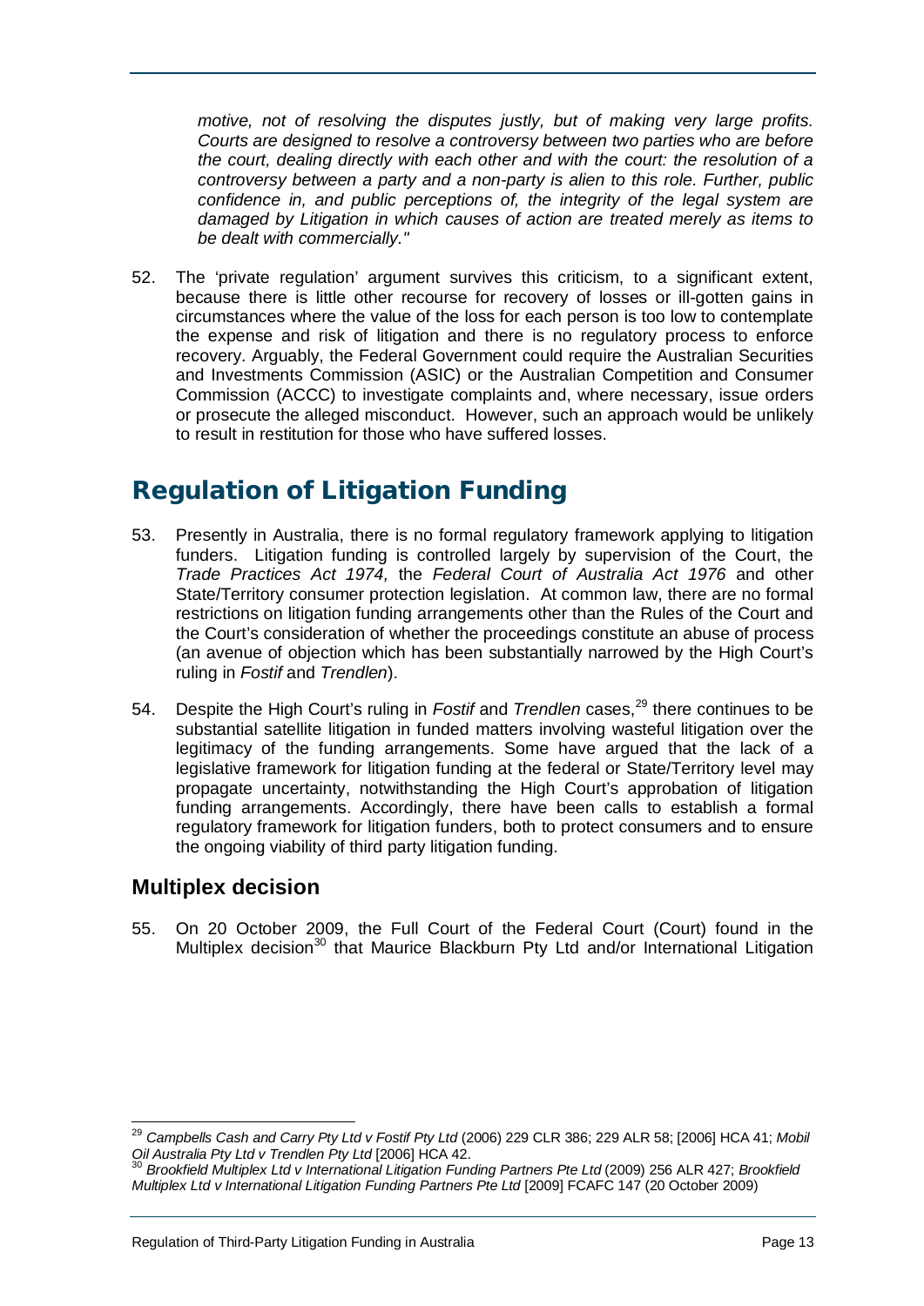*motive, not of resolving the disputes justly, but of making very large profits. Courts are designed to resolve a controversy between two parties who are before the court, dealing directly with each other and with the court: the resolution of a controversy between a party and a non-party is alien to this role. Further, public confidence in, and public perceptions of, the integrity of the legal system are damaged by Litigation in which causes of action are treated merely as items to be dealt with commercially."*

52. The 'private regulation' argument survives this criticism, to a significant extent, because there is little other recourse for recovery of losses or ill-gotten gains in circumstances where the value of the loss for each person is too low to contemplate the expense and risk of litigation and there is no regulatory process to enforce recovery. Arguably, the Federal Government could require the Australian Securities and Investments Commission (ASIC) or the Australian Competition and Consumer Commission (ACCC) to investigate complaints and, where necessary, issue orders or prosecute the alleged misconduct. However, such an approach would be unlikely to result in restitution for those who have suffered losses.

# Regulation of Litigation Funding

53. Presently in Australia, there is no formal regulatory framework applying to litigation funders. Litigation funding is controlled largely by supervision of the Court, the *Trade Practices Act 1974,* the *Federal Court of Australia Act 1976* and other State/Territory consumer protection legislation. At common law, there are no formal restrictions on litigation funding arrangements other than the Rules of the Court and the Court's consideration of whether the proceedings constitute an abuse of process (an avenue of objection which has been substantially narrowed by the High Court's ruling in *Fostif* and *Trendlen*).

54. Despite the High Court's ruling in *Fostif* and *Trendlen* cases,[29] there continues to be substantial satellite litigation in funded matters involving wasteful litigation over the legitimacy of the funding arrangements. Some have argued that the lack of a legislative framework for litigation funding at the federal or State/Territory level may propagate uncertainty, notwithstanding the High Court's approbation of litigation funding arrangements. Accordingly, there have been calls to establish a formal regulatory framework for litigation funders, both to protect consumers and to ensure the ongoing viability of third party litigation funding.

## Multiplex decision

55. On 20 October 2009, the Full Court of the Federal Court (Court) found in the Multiplex decision[30] that Maurice Blackburn Pty Ltd and/or International Litigation

---

[29] *Campbells Cash and Carry Pty Ltd v Fostif Pty Ltd* (2006) 229 CLR 386; 229 ALR 58; [2006] HCA 41; *Mobil Oil Australia Pty Ltd v Trendlen Pty Ltd* [2006] HCA 42.

[30] *Brookfield Multiplex Ltd v International Litigation Funding Partners Pte Ltd* (2009) 256 ALR 427; *Brookfield Multiplex Ltd v International Litigation Funding Partners Pte Ltd* [2009] FCAFC 147 (20 October 2009)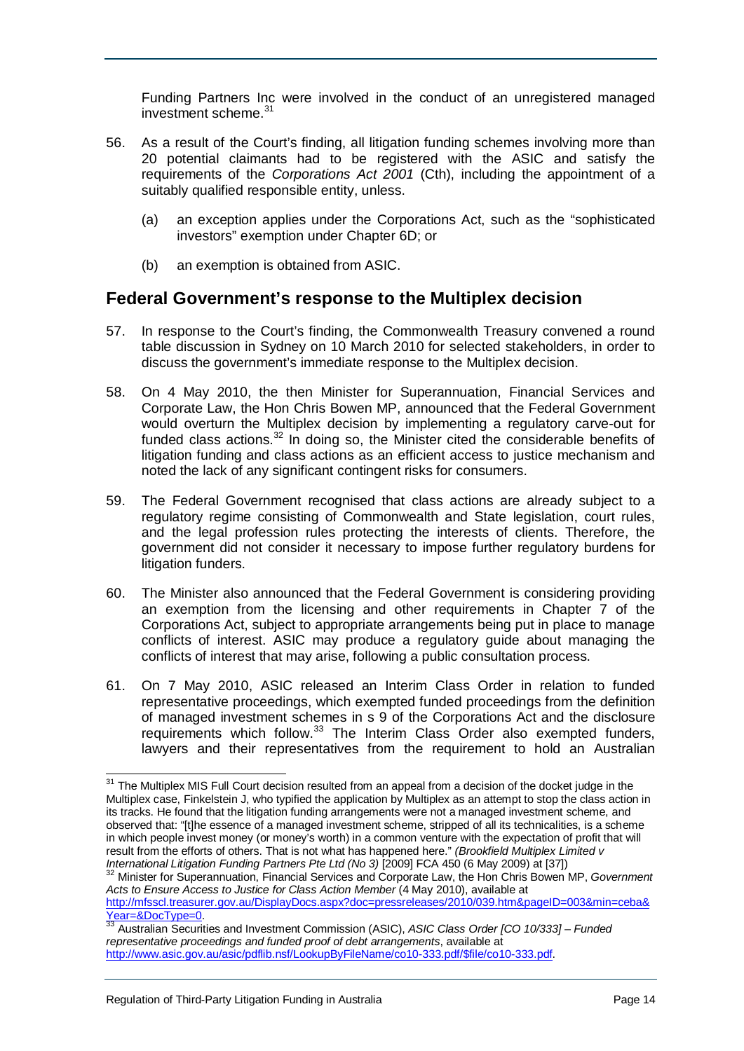Funding Partners Inc were involved in the conduct of an unregistered managed investment scheme.[31]

56. As a result of the Court's finding, all litigation funding schemes involving more than 20 potential claimants had to be registered with the ASIC and satisfy the requirements of the *Corporations Act 2001* (Cth), including the appointment of a suitably qualified responsible entity, unless.

    (a) an exception applies under the Corporations Act, such as the "sophisticated investors" exemption under Chapter 6D; or

    (b) an exemption is obtained from ASIC.

## Federal Government's response to the Multiplex decision

57. In response to the Court's finding, the Commonwealth Treasury convened a round table discussion in Sydney on 10 March 2010 for selected stakeholders, in order to discuss the government's immediate response to the Multiplex decision.

58. On 4 May 2010, the then Minister for Superannuation, Financial Services and Corporate Law, the Hon Chris Bowen MP, announced that the Federal Government would overturn the Multiplex decision by implementing a regulatory carve-out for funded class actions.[32] In doing so, the Minister cited the considerable benefits of litigation funding and class actions as an efficient access to justice mechanism and noted the lack of any significant contingent risks for consumers.

59. The Federal Government recognised that class actions are already subject to a regulatory regime consisting of Commonwealth and State legislation, court rules, and the legal profession rules protecting the interests of clients. Therefore, the government did not consider it necessary to impose further regulatory burdens for litigation funders.

60. The Minister also announced that the Federal Government is considering providing an exemption from the licensing and other requirements in Chapter 7 of the Corporations Act, subject to appropriate arrangements being put in place to manage conflicts of interest. ASIC may produce a regulatory guide about managing the conflicts of interest that may arise, following a public consultation process.

61. On 7 May 2010, ASIC released an Interim Class Order in relation to funded representative proceedings, which exempted funded proceedings from the definition of managed investment schemes in s 9 of the Corporations Act and the disclosure requirements which follow.[33] The Interim Class Order also exempted funders, lawyers and their representatives from the requirement to hold an Australian

---

[31] The Multiplex MIS Full Court decision resulted from an appeal from a decision of the docket judge in the Multiplex case, Finkelstein J, who typified the application by Multiplex as an attempt to stop the class action in its tracks. He found that the litigation funding arrangements were not a managed investment scheme, and observed that: "[t]he essence of a managed investment scheme, stripped of all its technicalities, is a scheme in which people invest money (or money's worth) in a common venture with the expectation of profit that will result from the efforts of others. That is not what has happened here." *(Brookfield Multiplex Limited v International Litigation Funding Partners Pte Ltd (No 3)* [2009] FCA 450 (6 May 2009) at [37])

[32] Minister for Superannuation, Financial Services and Corporate Law, the Hon Chris Bowen MP, *Government Acts to Ensure Access to Justice for Class Action Member* (4 May 2010), available at http://mfsscl.treasurer.gov.au/DisplayDocs.aspx?doc=pressreleases/2010/039.htm&pageID=003&min=ceba&Year=&DocType=0.

[33] Australian Securities and Investment Commission (ASIC), *ASIC Class Order [CO 10/333] – Funded representative proceedings and funded proof of debt arrangements*, available at http://www.asic.gov.au/asic/pdflib.nsf/LookupByFileName/co10-333.pdf/$file/co10-333.pdf.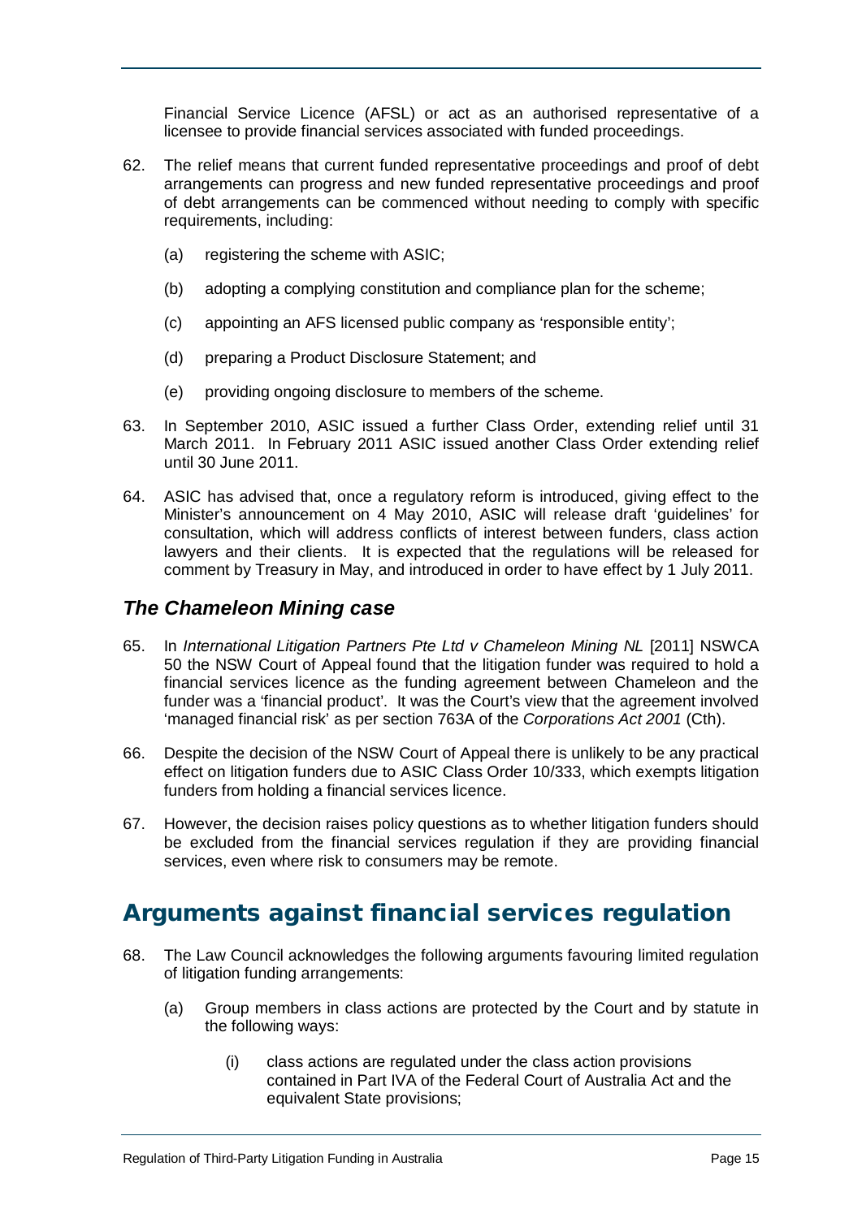Financial Service Licence (AFSL) or act as an authorised representative of a licensee to provide financial services associated with funded proceedings.

62. The relief means that current funded representative proceedings and proof of debt arrangements can progress and new funded representative proceedings and proof of debt arrangements can be commenced without needing to comply with specific requirements, including:

    (a) registering the scheme with ASIC;

    (b) adopting a complying constitution and compliance plan for the scheme;

    (c) appointing an AFS licensed public company as 'responsible entity';

    (d) preparing a Product Disclosure Statement; and

    (e) providing ongoing disclosure to members of the scheme.

63. In September 2010, ASIC issued a further Class Order, extending relief until 31 March 2011. In February 2011 ASIC issued another Class Order extending relief until 30 June 2011.

64. ASIC has advised that, once a regulatory reform is introduced, giving effect to the Minister's announcement on 4 May 2010, ASIC will release draft 'guidelines' for consultation, which will address conflicts of interest between funders, class action lawyers and their clients. It is expected that the regulations will be released for comment by Treasury in May, and introduced in order to have effect by 1 July 2011.

### *The Chameleon Mining case*

65. In *International Litigation Partners Pte Ltd v Chameleon Mining NL* [2011] NSWCA 50 the NSW Court of Appeal found that the litigation funder was required to hold a financial services licence as the funding agreement between Chameleon and the funder was a 'financial product'. It was the Court's view that the agreement involved 'managed financial risk' as per section 763A of the *Corporations Act 2001* (Cth).

66. Despite the decision of the NSW Court of Appeal there is unlikely to be any practical effect on litigation funders due to ASIC Class Order 10/333, which exempts litigation funders from holding a financial services licence.

67. However, the decision raises policy questions as to whether litigation funders should be excluded from the financial services regulation if they are providing financial services, even where risk to consumers may be remote.

## Arguments against financial services regulation

68. The Law Council acknowledges the following arguments favouring limited regulation of litigation funding arrangements:

    (a) Group members in class actions are protected by the Court and by statute in the following ways:

        (i) class actions are regulated under the class action provisions contained in Part IVA of the Federal Court of Australia Act and the equivalent State provisions;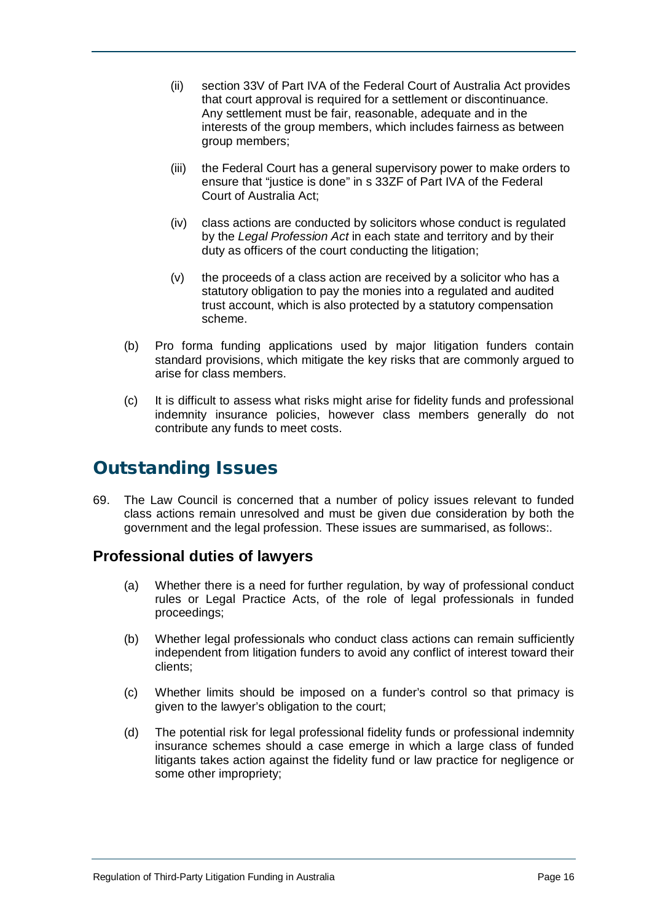(ii) section 33V of Part IVA of the Federal Court of Australia Act provides that court approval is required for a settlement or discontinuance. Any settlement must be fair, reasonable, adequate and in the interests of the group members, which includes fairness as between group members;

(iii) the Federal Court has a general supervisory power to make orders to ensure that "justice is done" in s 33ZF of Part IVA of the Federal Court of Australia Act;

(iv) class actions are conducted by solicitors whose conduct is regulated by the *Legal Profession Act* in each state and territory and by their duty as officers of the court conducting the litigation;

(v) the proceeds of a class action are received by a solicitor who has a statutory obligation to pay the monies into a regulated and audited trust account, which is also protected by a statutory compensation scheme.

(b) Pro forma funding applications used by major litigation funders contain standard provisions, which mitigate the key risks that are commonly argued to arise for class members.

(c) It is difficult to assess what risks might arise for fidelity funds and professional indemnity insurance policies, however class members generally do not contribute any funds to meet costs.

# Outstanding Issues

69. The Law Council is concerned that a number of policy issues relevant to funded class actions remain unresolved and must be given due consideration by both the government and the legal profession. These issues are summarised, as follows:.

## Professional duties of lawyers

(a) Whether there is a need for further regulation, by way of professional conduct rules or Legal Practice Acts, of the role of legal professionals in funded proceedings;

(b) Whether legal professionals who conduct class actions can remain sufficiently independent from litigation funders to avoid any conflict of interest toward their clients;

(c) Whether limits should be imposed on a funder's control so that primacy is given to the lawyer's obligation to the court;

(d) The potential risk for legal professional fidelity funds or professional indemnity insurance schemes should a case emerge in which a large class of funded litigants takes action against the fidelity fund or law practice for negligence or some other impropriety;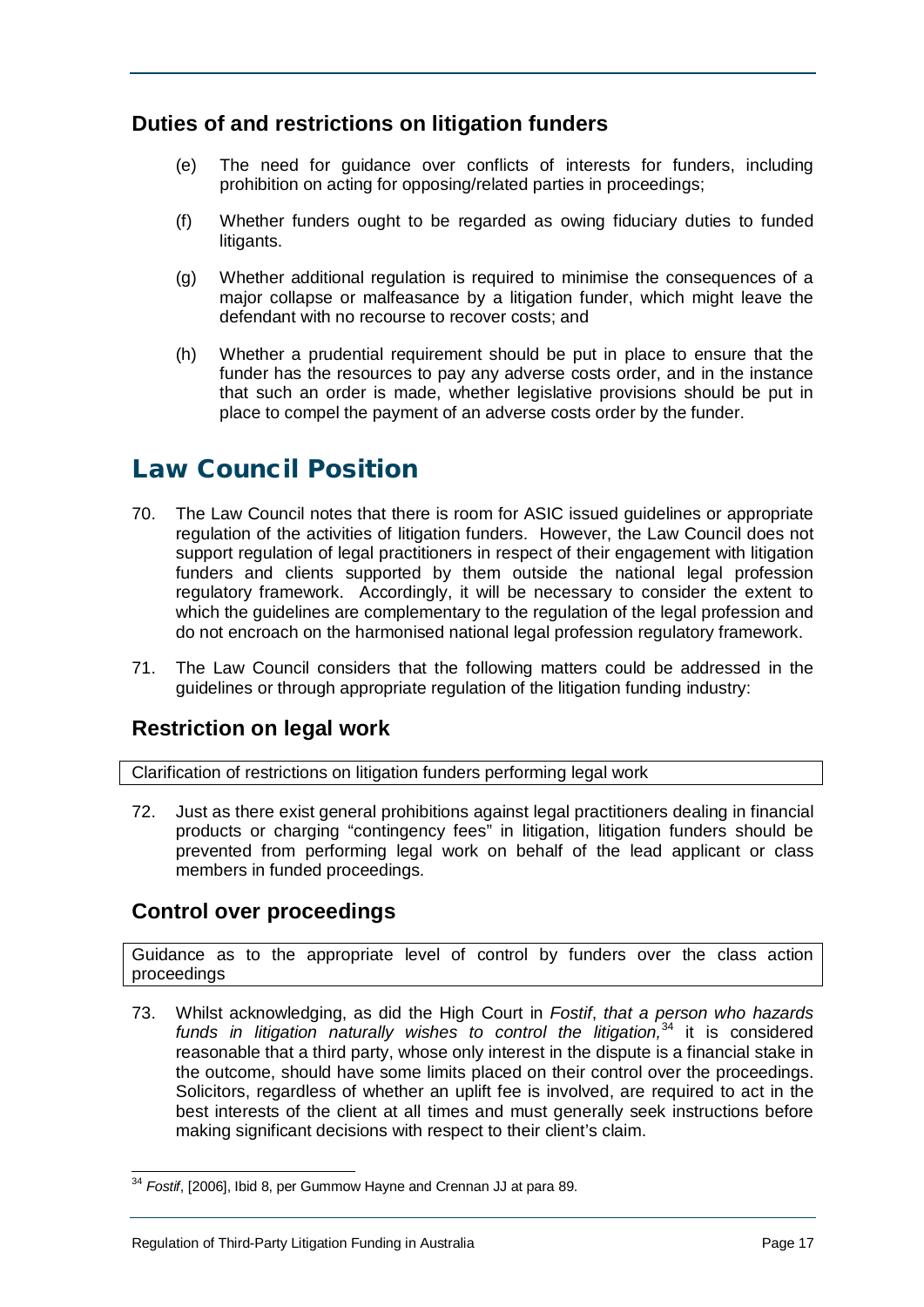## Duties of and restrictions on litigation funders

(e) The need for guidance over conflicts of interests for funders, including prohibition on acting for opposing/related parties in proceedings;

(f) Whether funders ought to be regarded as owing fiduciary duties to funded litigants.

(g) Whether additional regulation is required to minimise the consequences of a major collapse or malfeasance by a litigation funder, which might leave the defendant with no recourse to recover costs; and

(h) Whether a prudential requirement should be put in place to ensure that the funder has the resources to pay any adverse costs order, and in the instance that such an order is made, whether legislative provisions should be put in place to compel the payment of an adverse costs order by the funder.

# Law Council Position

70. The Law Council notes that there is room for ASIC issued guidelines or appropriate regulation of the activities of litigation funders. However, the Law Council does not support regulation of legal practitioners in respect of their engagement with litigation funders and clients supported by them outside the national legal profession regulatory framework. Accordingly, it will be necessary to consider the extent to which the guidelines are complementary to the regulation of the legal profession and do not encroach on the harmonised national legal profession regulatory framework.

71. The Law Council considers that the following matters could be addressed in the guidelines or through appropriate regulation of the litigation funding industry:

## Restriction on legal work

Clarification of restrictions on litigation funders performing legal work

72. Just as there exist general prohibitions against legal practitioners dealing in financial products or charging "contingency fees" in litigation, litigation funders should be prevented from performing legal work on behalf of the lead applicant or class members in funded proceedings.

## Control over proceedings

Guidance as to the appropriate level of control by funders over the class action proceedings

73. Whilst acknowledging, as did the High Court in *Fostif*, *that a person who hazards funds in litigation naturally wishes to control the litigation,*[34] it is considered reasonable that a third party, whose only interest in the dispute is a financial stake in the outcome, should have some limits placed on their control over the proceedings. Solicitors, regardless of whether an uplift fee is involved, are required to act in the best interests of the client at all times and must generally seek instructions before making significant decisions with respect to their client's claim.

[34] *Fostif*, [2006], Ibid 8, per Gummow Hayne and Crennan JJ at para 89.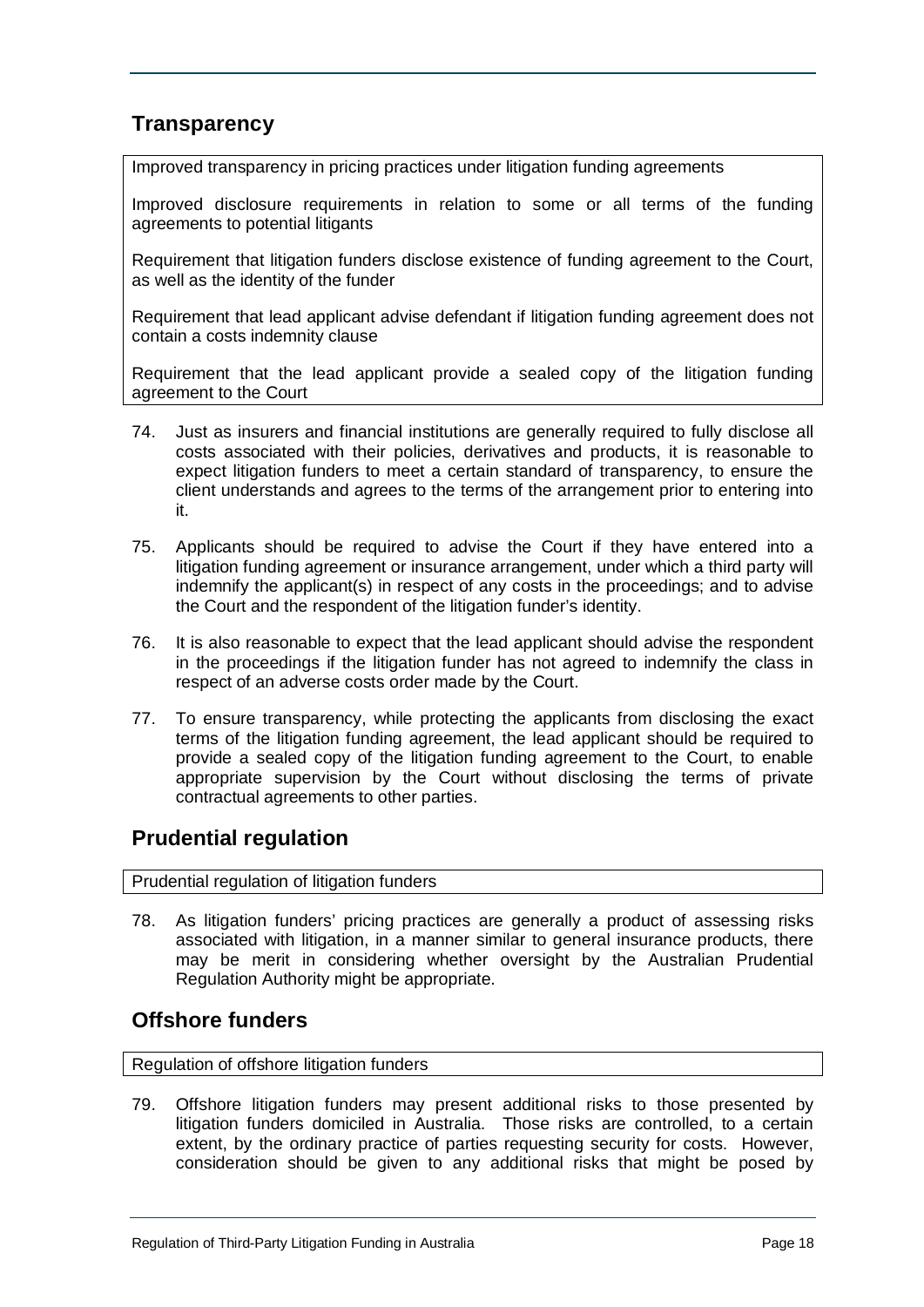## Transparency

| Improved transparency in pricing practices under litigation funding agreements<br><br>Improved disclosure requirements in relation to some or all terms of the funding agreements to potential litigants<br><br>Requirement that litigation funders disclose existence of funding agreement to the Court, as well as the identity of the funder<br><br>Requirement that lead applicant advise defendant if litigation funding agreement does not contain a costs indemnity clause<br><br>Requirement that the lead applicant provide a sealed copy of the litigation funding agreement to the Court |
|---|

74. Just as insurers and financial institutions are generally required to fully disclose all costs associated with their policies, derivatives and products, it is reasonable to expect litigation funders to meet a certain standard of transparency, to ensure the client understands and agrees to the terms of the arrangement prior to entering into it.

75. Applicants should be required to advise the Court if they have entered into a litigation funding agreement or insurance arrangement, under which a third party will indemnify the applicant(s) in respect of any costs in the proceedings; and to advise the Court and the respondent of the litigation funder's identity.

76. It is also reasonable to expect that the lead applicant should advise the respondent in the proceedings if the litigation funder has not agreed to indemnify the class in respect of an adverse costs order made by the Court.

77. To ensure transparency, while protecting the applicants from disclosing the exact terms of the litigation funding agreement, the lead applicant should be required to provide a sealed copy of the litigation funding agreement to the Court, to enable appropriate supervision by the Court without disclosing the terms of private contractual agreements to other parties.

## Prudential regulation

| Prudential regulation of litigation funders |
|---|

78. As litigation funders' pricing practices are generally a product of assessing risks associated with litigation, in a manner similar to general insurance products, there may be merit in considering whether oversight by the Australian Prudential Regulation Authority might be appropriate.

## Offshore funders

| Regulation of offshore litigation funders |
|---|

79. Offshore litigation funders may present additional risks to those presented by litigation funders domiciled in Australia. Those risks are controlled, to a certain extent, by the ordinary practice of parties requesting security for costs. However, consideration should be given to any additional risks that might be posed by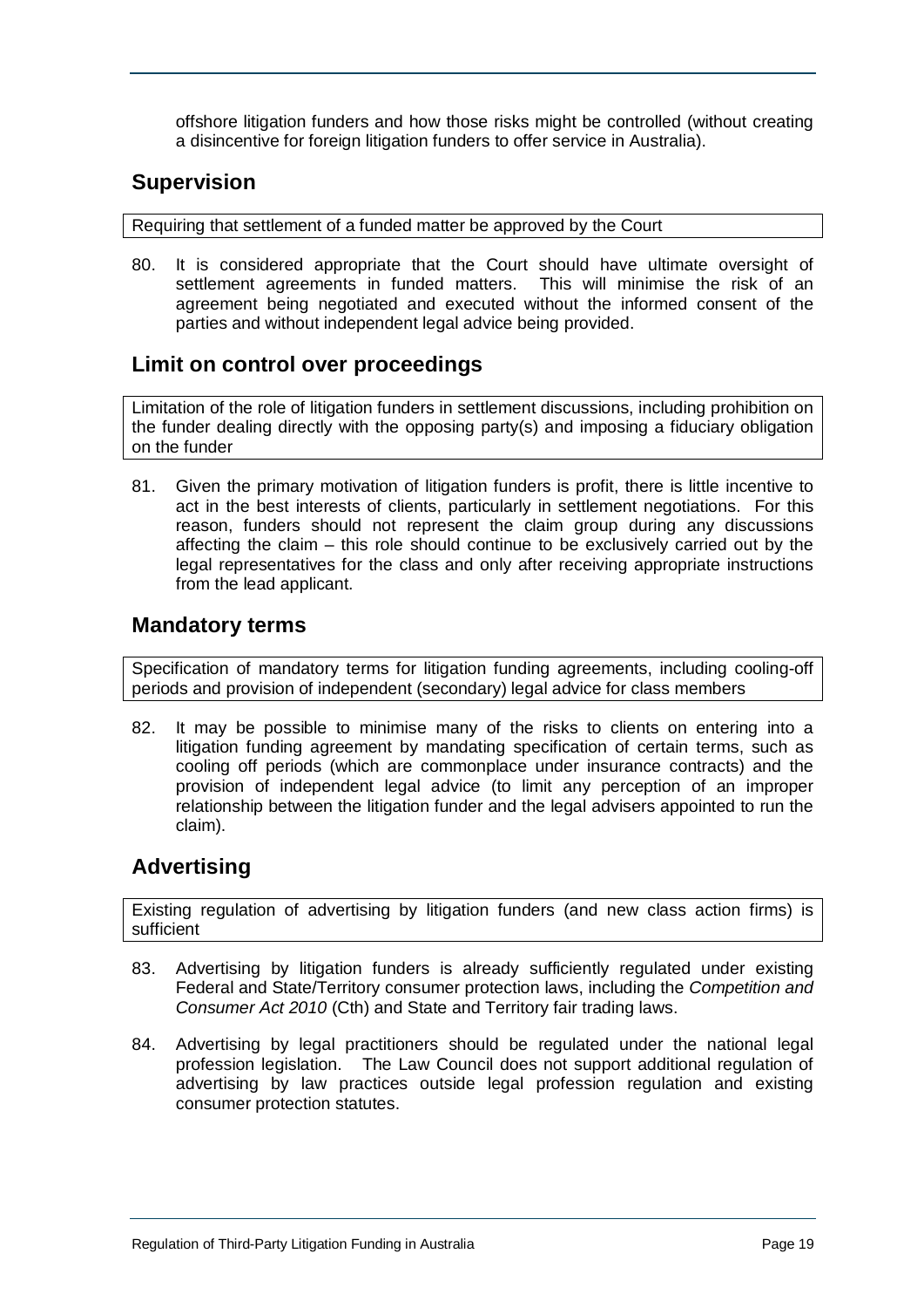offshore litigation funders and how those risks might be controlled (without creating a disincentive for foreign litigation funders to offer service in Australia).

## Supervision

| Requiring that settlement of a funded matter be approved by the Court |
| --- |

80. It is considered appropriate that the Court should have ultimate oversight of settlement agreements in funded matters. This will minimise the risk of an agreement being negotiated and executed without the informed consent of the parties and without independent legal advice being provided.

## Limit on control over proceedings

| Limitation of the role of litigation funders in settlement discussions, including prohibition on the funder dealing directly with the opposing party(s) and imposing a fiduciary obligation on the funder |
| --- |

81. Given the primary motivation of litigation funders is profit, there is little incentive to act in the best interests of clients, particularly in settlement negotiations. For this reason, funders should not represent the claim group during any discussions affecting the claim – this role should continue to be exclusively carried out by the legal representatives for the class and only after receiving appropriate instructions from the lead applicant.

## Mandatory terms

| Specification of mandatory terms for litigation funding agreements, including cooling-off periods and provision of independent (secondary) legal advice for class members |
| --- |

82. It may be possible to minimise many of the risks to clients on entering into a litigation funding agreement by mandating specification of certain terms, such as cooling off periods (which are commonplace under insurance contracts) and the provision of independent legal advice (to limit any perception of an improper relationship between the litigation funder and the legal advisers appointed to run the claim).

## Advertising

| Existing regulation of advertising by litigation funders (and new class action firms) is sufficient |
| --- |

83. Advertising by litigation funders is already sufficiently regulated under existing Federal and State/Territory consumer protection laws, including the *Competition and Consumer Act 2010* (Cth) and State and Territory fair trading laws.

84. Advertising by legal practitioners should be regulated under the national legal profession legislation. The Law Council does not support additional regulation of advertising by law practices outside legal profession regulation and existing consumer protection statutes.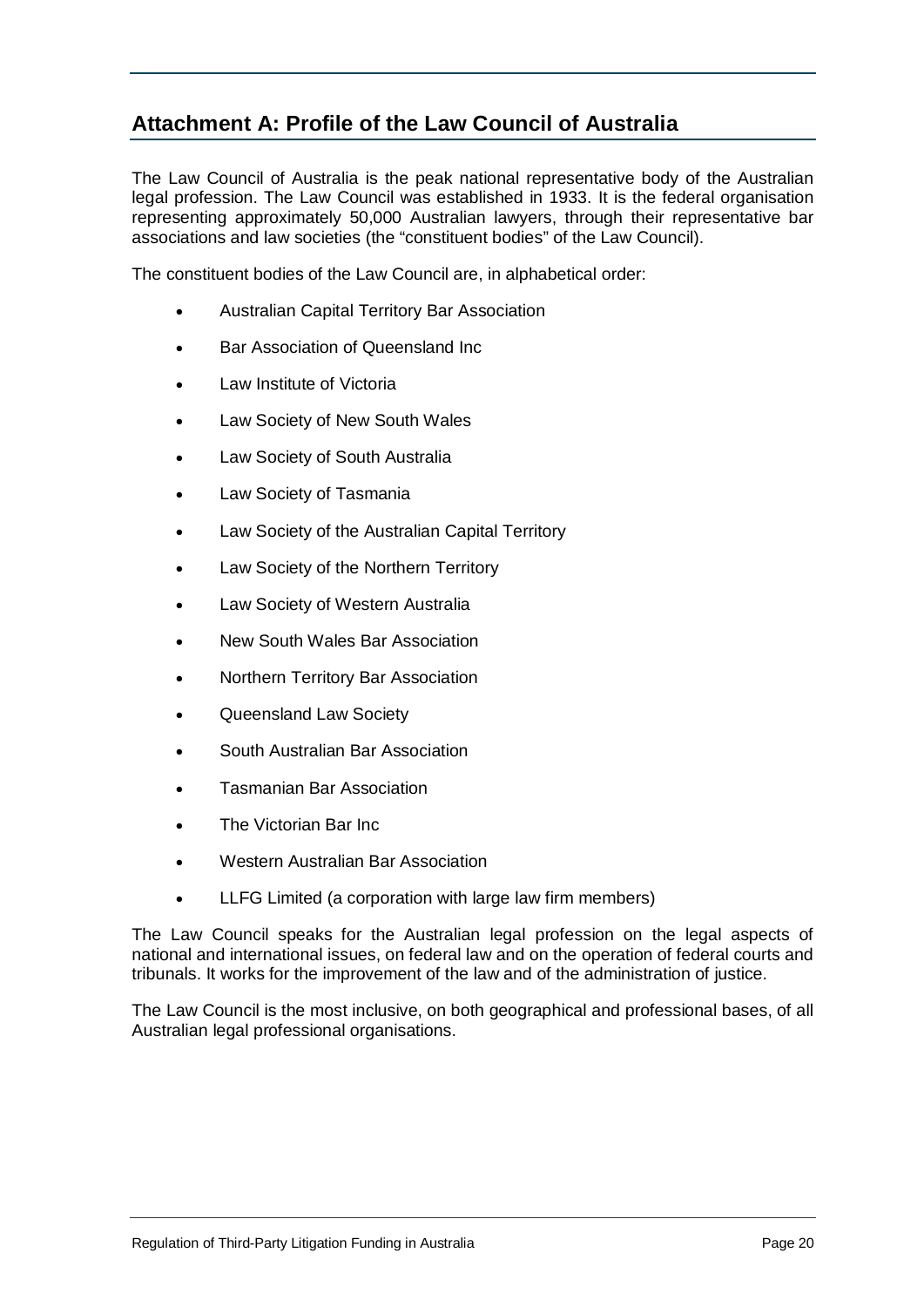## Attachment A: Profile of the Law Council of Australia

The Law Council of Australia is the peak national representative body of the Australian legal profession. The Law Council was established in 1933. It is the federal organisation representing approximately 50,000 Australian lawyers, through their representative bar associations and law societies (the "constituent bodies" of the Law Council).

The constituent bodies of the Law Council are, in alphabetical order:

- Australian Capital Territory Bar Association
- Bar Association of Queensland Inc
- Law Institute of Victoria
- Law Society of New South Wales
- Law Society of South Australia
- Law Society of Tasmania
- Law Society of the Australian Capital Territory
- Law Society of the Northern Territory
- Law Society of Western Australia
- New South Wales Bar Association
- Northern Territory Bar Association
- Queensland Law Society
- South Australian Bar Association
- Tasmanian Bar Association
- The Victorian Bar Inc
- Western Australian Bar Association
- LLFG Limited (a corporation with large law firm members)

The Law Council speaks for the Australian legal profession on the legal aspects of national and international issues, on federal law and on the operation of federal courts and tribunals. It works for the improvement of the law and of the administration of justice.

The Law Council is the most inclusive, on both geographical and professional bases, of all Australian legal professional organisations.